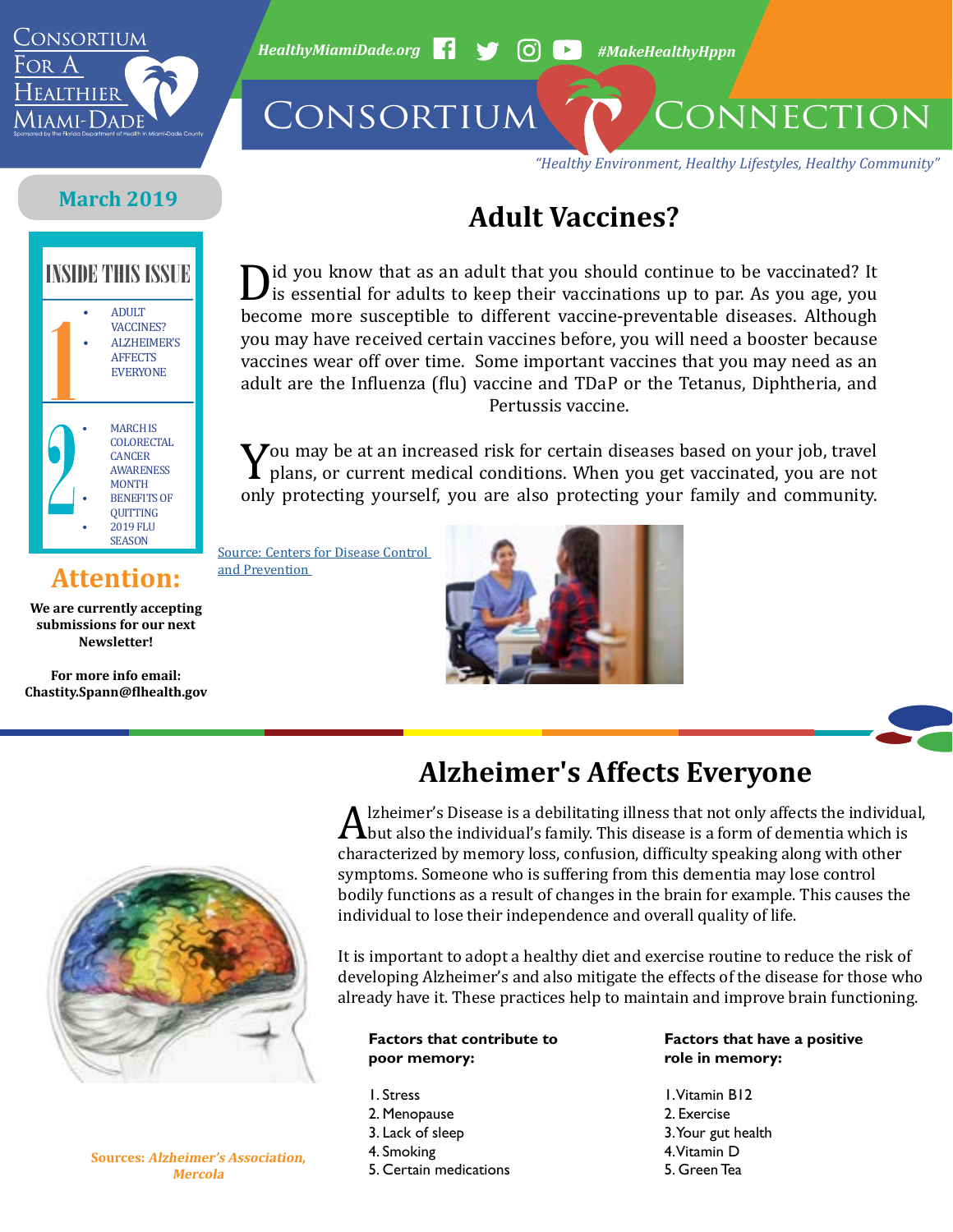# Consortium Connection

Consortium For A Healthier Miami-Dade

Sponsored by the Florida Department of Health in Miami-Dade County

HealthyMiamiDade.org #MakeHealthyHppn

*"Healthy Environment, Healthy Lifestyles, Healthy Community"*

**March 2019**

## INSIDE THIS ISSUE

**1**
- ADULT VACCINES?
- ALZHEIMER'S AFFECTS EVERYONE

**2**
- MARCH IS COLORECTAL CANCER AWARENESS MONTH
- BENEFITS OF QUITTING
- 2019 FLU SEASON

## Attention:

**We are currently accepting submissions for our next Newsletter!**

**For more info email: Chastity.Spann@flhealth.gov**

## Adult Vaccines?

Did you know that as an adult that you should continue to be vaccinated? It is essential for adults to keep their vaccinations up to par. As you age, you become more susceptible to different vaccine-preventable diseases. Although you may have received certain vaccines before, you will need a booster because vaccines wear off over time. Some important vaccines that you may need as an adult are the Influenza (flu) vaccine and TDaP or the Tetanus, Diphtheria, and Pertussis vaccine.

You may be at an increased risk for certain diseases based on your job, travel plans, or current medical conditions. When you get vaccinated, you are not only protecting yourself, you are also protecting your family and community.

Source: Centers for Disease Control and Prevention

## Alzheimer's Affects Everyone

Alzheimer's Disease is a debilitating illness that not only affects the individual, but also the individual's family. This disease is a form of dementia which is characterized by memory loss, confusion, difficulty speaking along with other symptoms. Someone who is suffering from this dementia may lose control bodily functions as a result of changes in the brain for example. This causes the individual to lose their independence and overall quality of life.

It is important to adopt a healthy diet and exercise routine to reduce the risk of developing Alzheimer's and also mitigate the effects of the disease for those who already have it. These practices help to maintain and improve brain functioning.

**Factors that contribute to poor memory:**

1. Stress
2. Menopause
3. Lack of sleep
4. Smoking
5. Certain medications

**Factors that have a positive role in memory:**

1. Vitamin B12
2. Exercise
3. Your gut health
4. Vitamin D
5. Green Tea

Sources: *Alzheimer's Association, Mercola*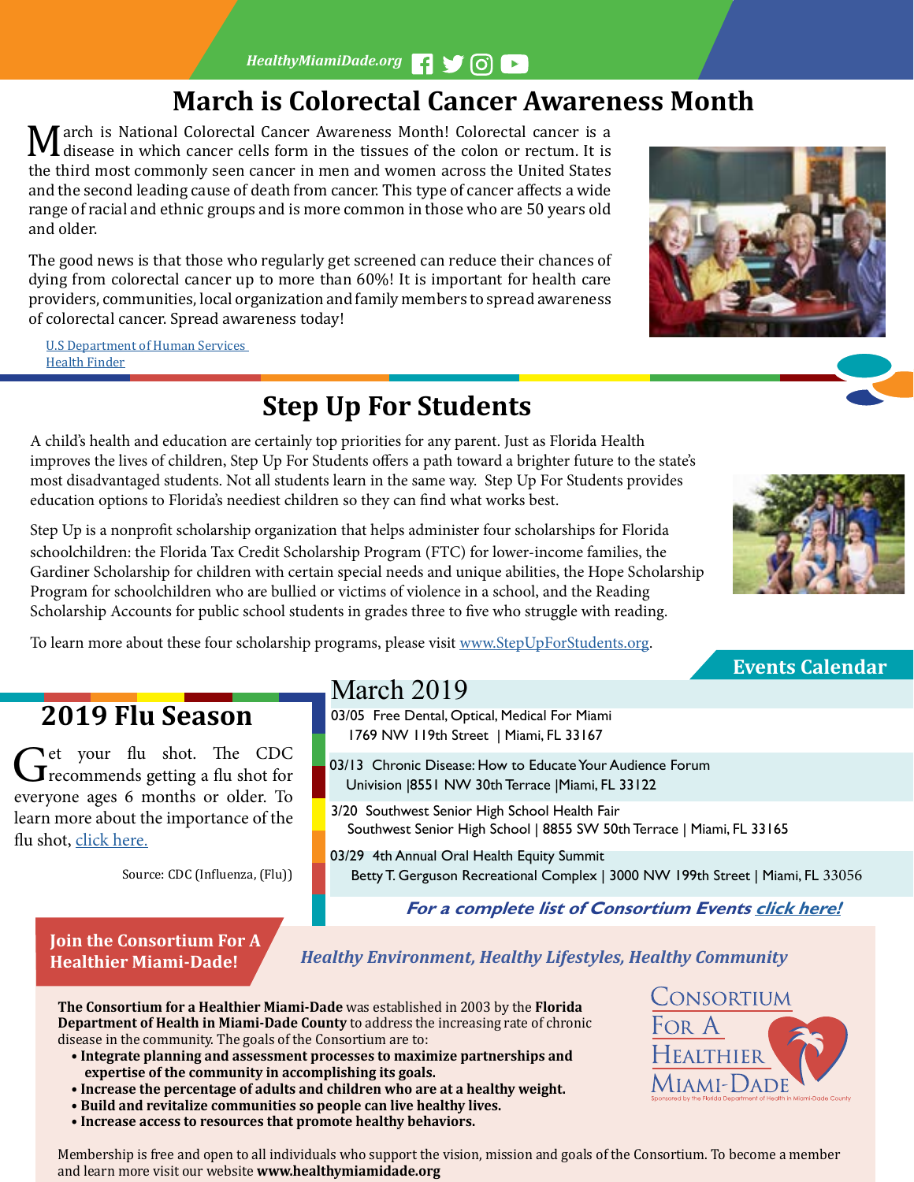HealthyMiamiDade.org

# March is Colorectal Cancer Awareness Month

March is National Colorectal Cancer Awareness Month! Colorectal cancer is a disease in which cancer cells form in the tissues of the colon or rectum. It is the third most commonly seen cancer in men and women across the United States and the second leading cause of death from cancer. This type of cancer affects a wide range of racial and ethnic groups and is more common in those who are 50 years old and older.

The good news is that those who regularly get screened can reduce their chances of dying from colorectal cancer up to more than 60%! It is important for health care providers, communities, local organization and family members to spread awareness of colorectal cancer. Spread awareness today!

U.S Department of Human Services
Health Finder

# Step Up For Students

A child's health and education are certainly top priorities for any parent. Just as Florida Health improves the lives of children, Step Up For Students offers a path toward a brighter future to the state's most disadvantaged students. Not all students learn in the same way. Step Up For Students provides education options to Florida's neediest children so they can find what works best.

Step Up is a nonprofit scholarship organization that helps administer four scholarships for Florida schoolchildren: the Florida Tax Credit Scholarship Program (FTC) for lower-income families, the Gardiner Scholarship for children with certain special needs and unique abilities, the Hope Scholarship Program for schoolchildren who are bullied or victims of violence in a school, and the Reading Scholarship Accounts for public school students in grades three to five who struggle with reading.

To learn more about these four scholarship programs, please visit www.StepUpForStudents.org.

## 2019 Flu Season

Get your flu shot. The CDC recommends getting a flu shot for everyone ages 6 months or older. To learn more about the importance of the flu shot, click here.

Source: CDC (Influenza, (Flu))

## Events Calendar

### March 2019

03/05 Free Dental, Optical, Medical For Miami
1769 NW 119th Street | Miami, FL 33167

03/13 Chronic Disease: How to Educate Your Audience Forum
Univision |8551 NW 30th Terrace |Miami, FL 33122

3/20 Southwest Senior High School Health Fair
Southwest Senior High School | 8855 SW 50th Terrace | Miami, FL 33165

03/29 4th Annual Oral Health Equity Summit
Betty T. Gerguson Recreational Complex | 3000 NW 199th Street | Miami, FL 33056

***For a complete list of Consortium Events click here!***

## Join the Consortium For A Healthier Miami-Dade!

***Healthy Environment, Healthy Lifestyles, Healthy Community***

**The Consortium for a Healthier Miami-Dade** was established in 2003 by the **Florida Department of Health in Miami-Dade County** to address the increasing rate of chronic disease in the community. The goals of the Consortium are to:

- **Integrate planning and assessment processes to maximize partnerships and expertise of the community in accomplishing its goals.**
- **Increase the percentage of adults and children who are at a healthy weight.**
- **Build and revitalize communities so people can live healthy lives.**
- **Increase access to resources that promote healthy behaviors.**

Consortium For A Healthier Miami-Dade
Sponsored by the Florida Department of Health in Miami-Dade County

Membership is free and open to all individuals who support the vision, mission and goals of the Consortium. To become a member and learn more visit our website **www.healthymiamidade.org**